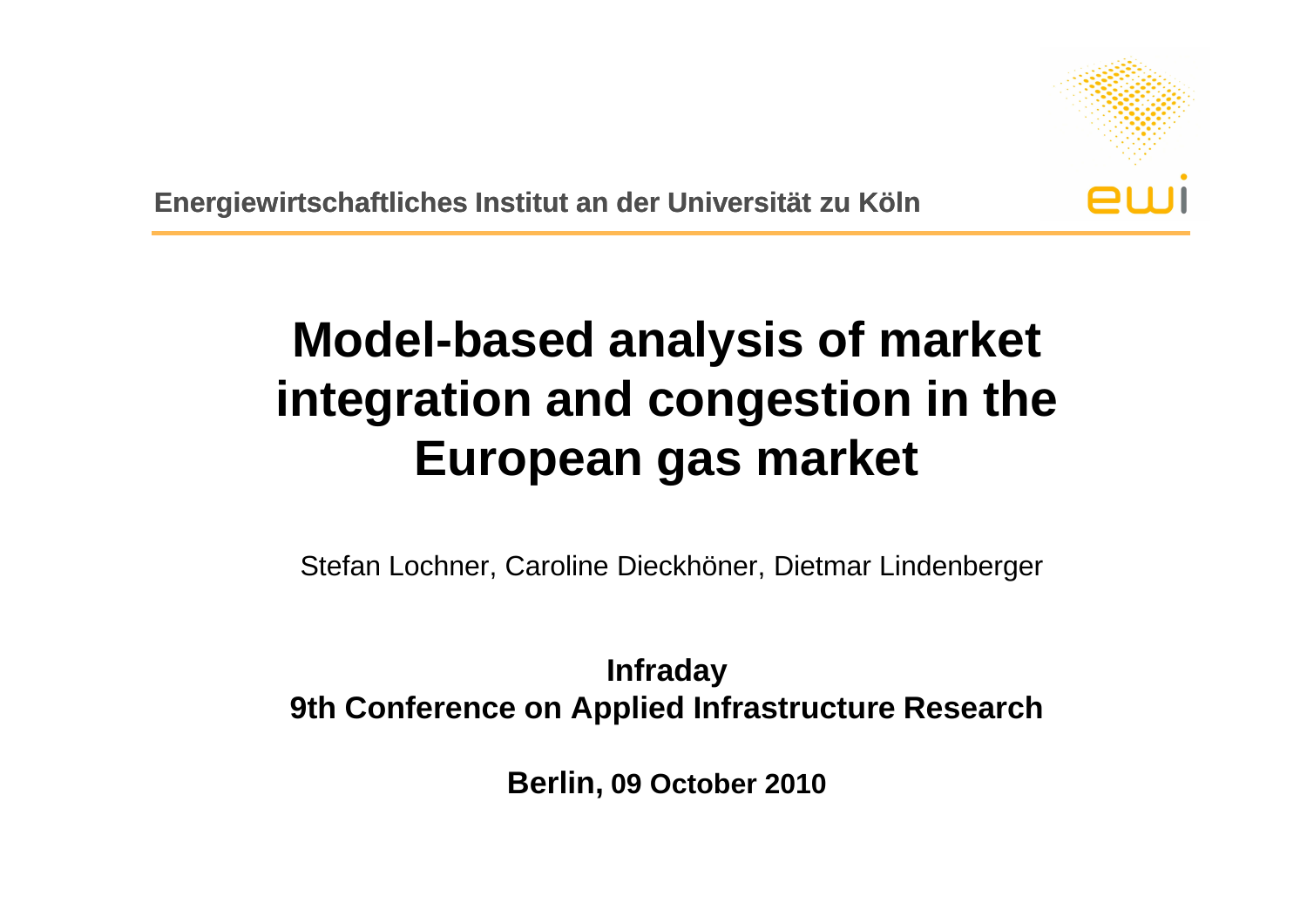Energiewirtschaftliches Institut an der Universität zu Köln

ewi

# Model-based analysis of market integration and congestion in the European gas market

Stefan Lochner, Caroline Dieckhöner, Dietmar Lindenberger

**Infraday**
**9th Conference on Applied Infrastructure Research**

**Berlin, 09 October 2010**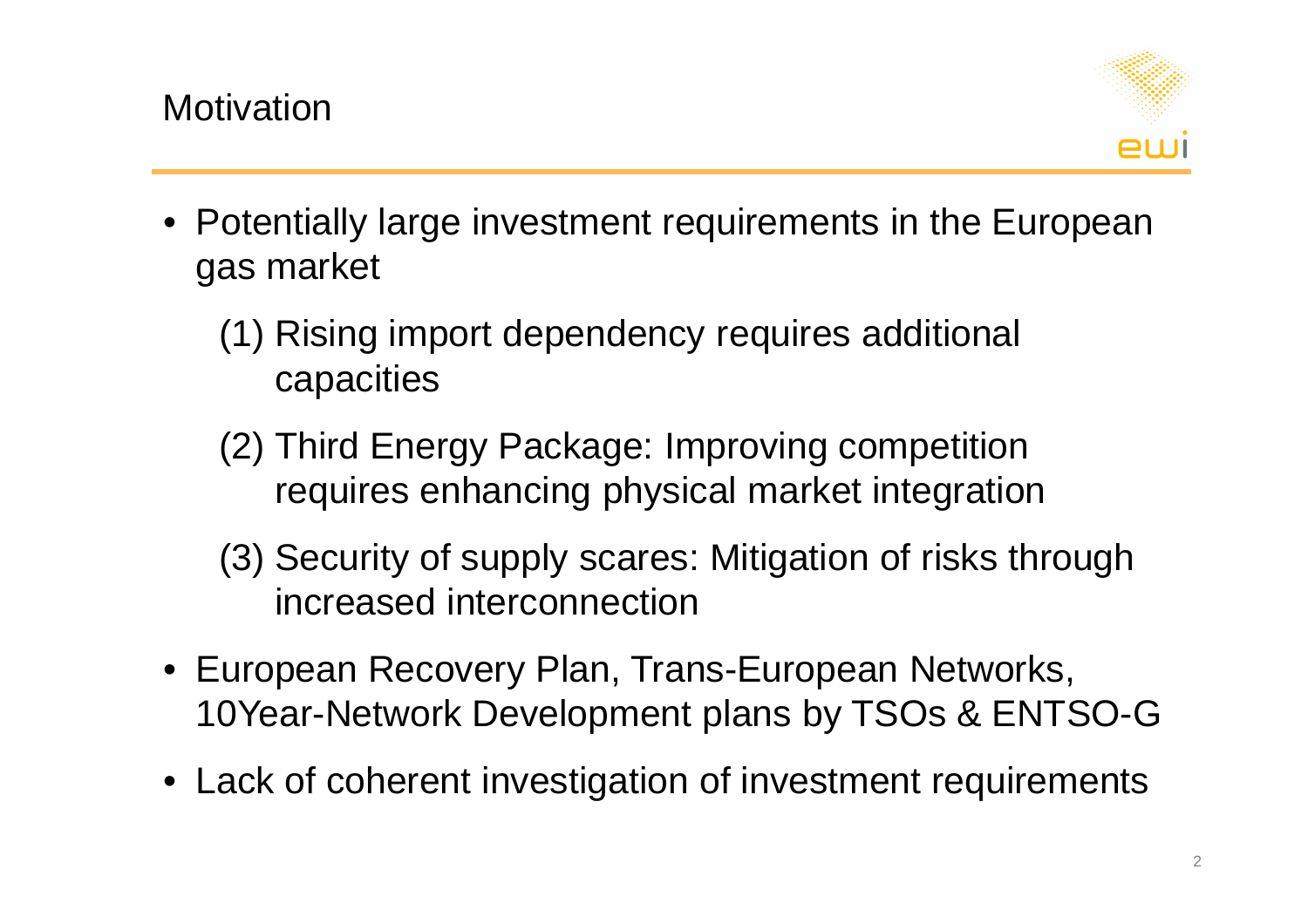# Motivation

- Potentially large investment requirements in the European gas market
  - (1) Rising import dependency requires additional capacities
  - (2) Third Energy Package: Improving competition requires enhancing physical market integration
  - (3) Security of supply scares: Mitigation of risks through increased interconnection
- European Recovery Plan, Trans-European Networks, 10Year-Network Development plans by TSOs & ENTSO-G
- Lack of coherent investigation of investment requirements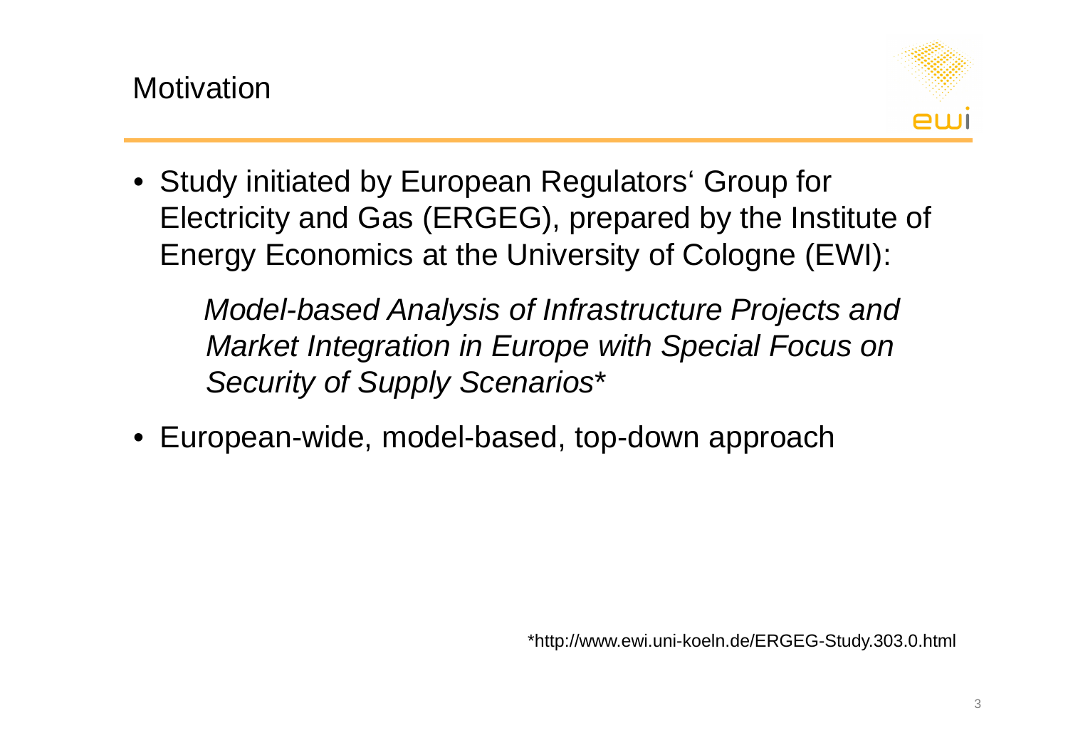# Motivation

- Study initiated by European Regulators‘ Group for Electricity and Gas (ERGEG), prepared by the Institute of Energy Economics at the University of Cologne (EWI):

  *Model-based Analysis of Infrastructure Projects and Market Integration in Europe with Special Focus on Security of Supply Scenarios**

- European-wide, model-based, top-down approach

*http://www.ewi.uni-koeln.de/ERGEG-Study.303.0.html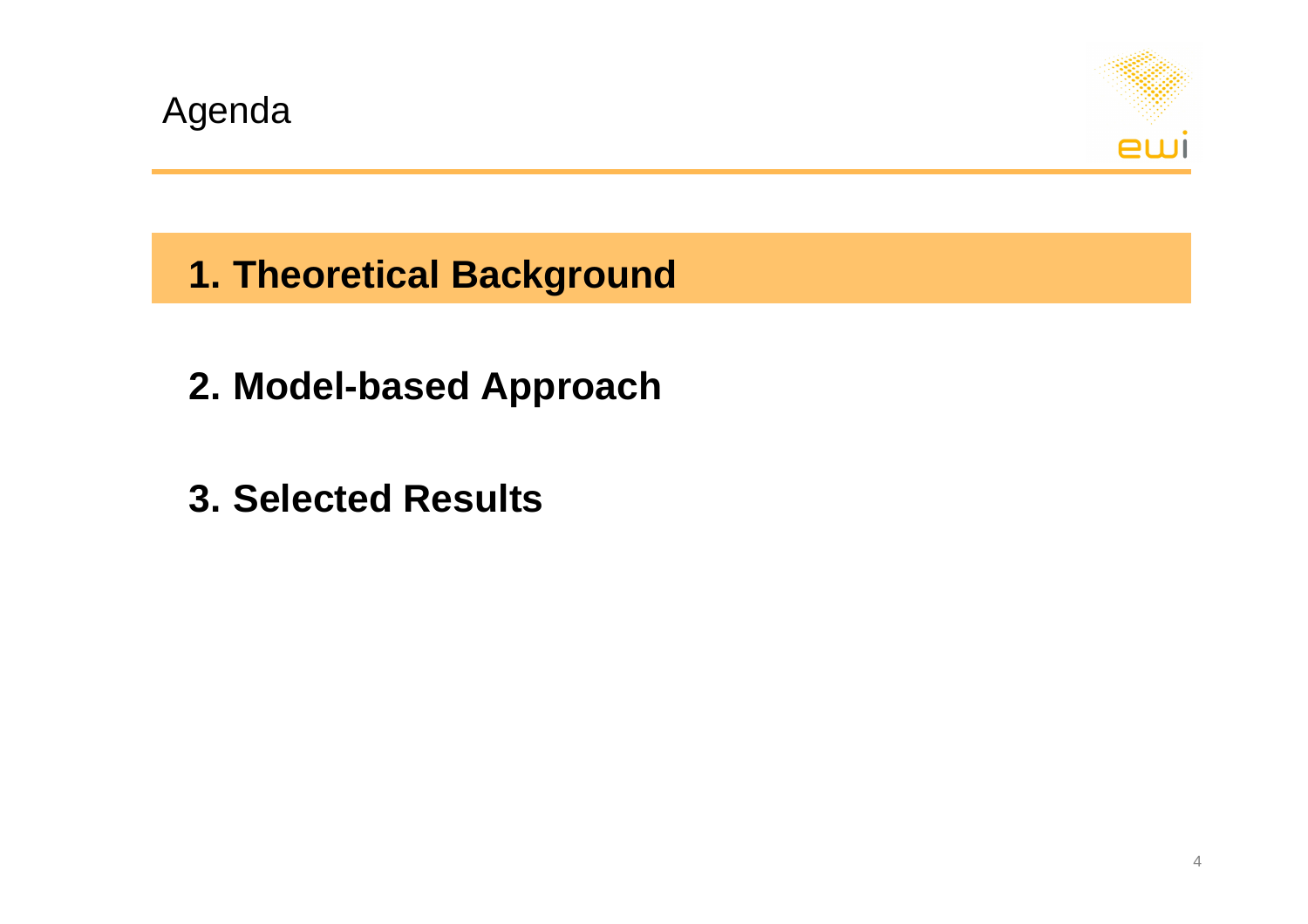# Agenda

**1. Theoretical Background**

**2. Model-based Approach**

**3. Selected Results**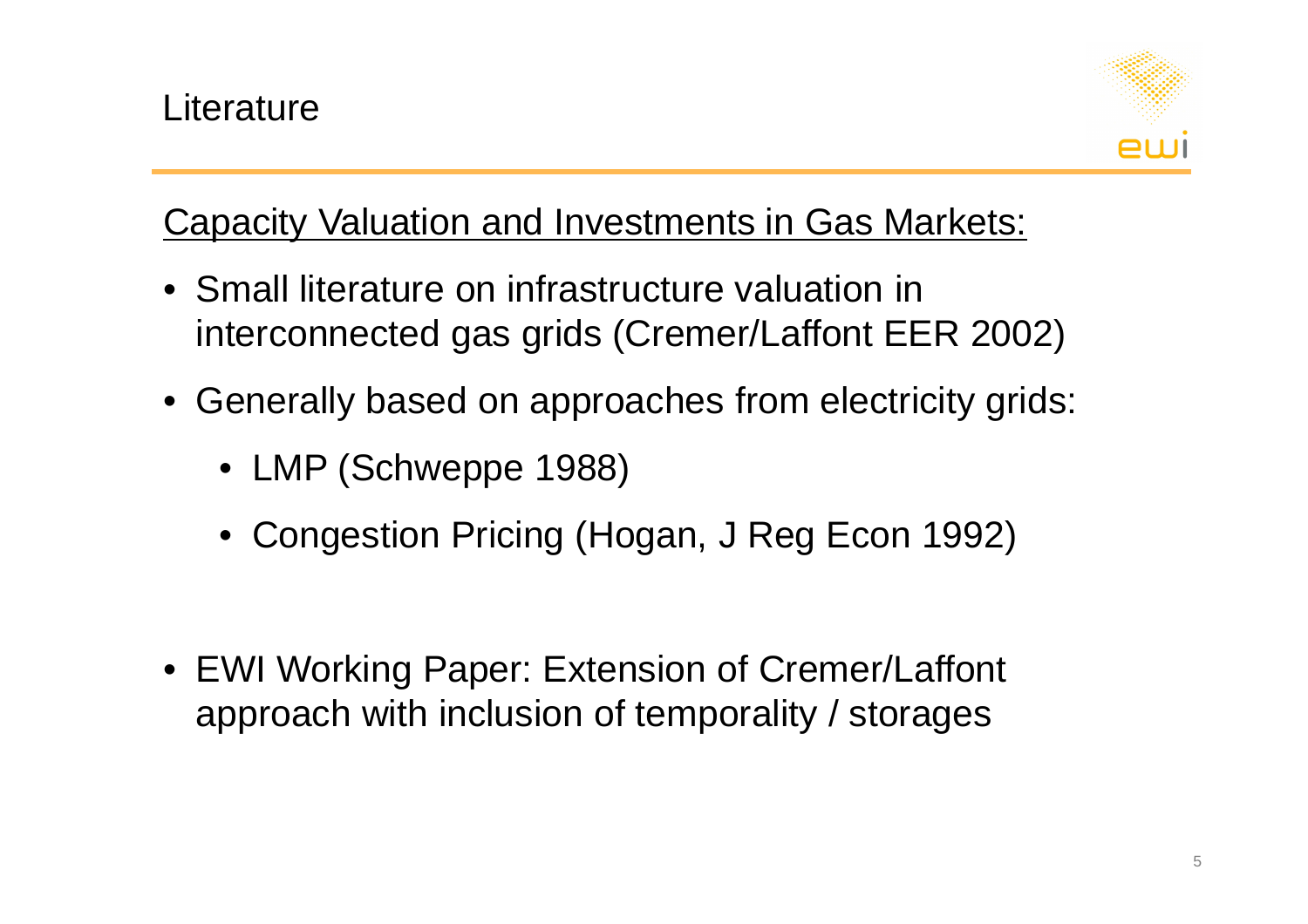# Literature

Capacity Valuation and Investments in Gas Markets:

- Small literature on infrastructure valuation in interconnected gas grids (Cremer/Laffont EER 2002)
- Generally based on approaches from electricity grids:
  - LMP (Schweppe 1988)
  - Congestion Pricing (Hogan, J Reg Econ 1992)

- EWI Working Paper: Extension of Cremer/Laffont approach with inclusion of temporality / storages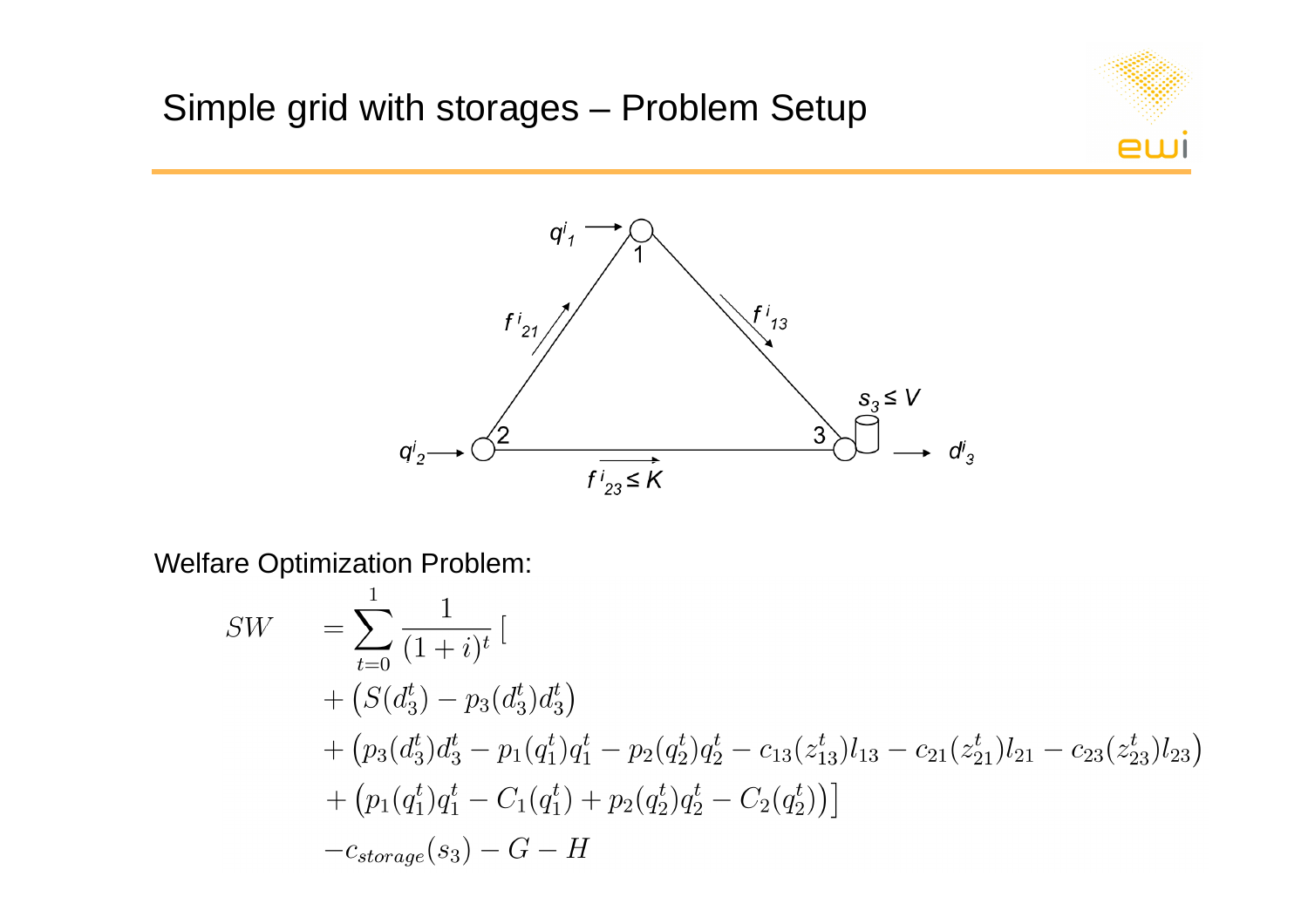# Simple grid with storages – Problem Setup

$q^i_1$

1

$f^i_{21}$

$f^i_{13}$

$s_3 \leq V$

$q^i_2$

2

3

$d^i_3$

$f^i_{23} \leq K$

Welfare Optimization Problem:

$$
\begin{aligned}
SW \quad & = \sum_{t=0}^{1} \frac{1}{(1+i)^t} \big[ \\
& + \left( S(d_3^t) - p_3(d_3^t) d_3^t \right) \\
& + \left( p_3(d_3^t) d_3^t - p_1(q_1^t) q_1^t - p_2(q_2^t) q_2^t - c_{13}(z_{13}^t) l_{13} - c_{21}(z_{21}^t) l_{21} - c_{23}(z_{23}^t) l_{23} \right) \\
& + \left( p_1(q_1^t) q_1^t - C_1(q_1^t) + p_2(q_2^t) q_2^t - C_2(q_2^t) \right) \big] \\
& - c_{storage}(s_3) - G - H
\end{aligned}
$$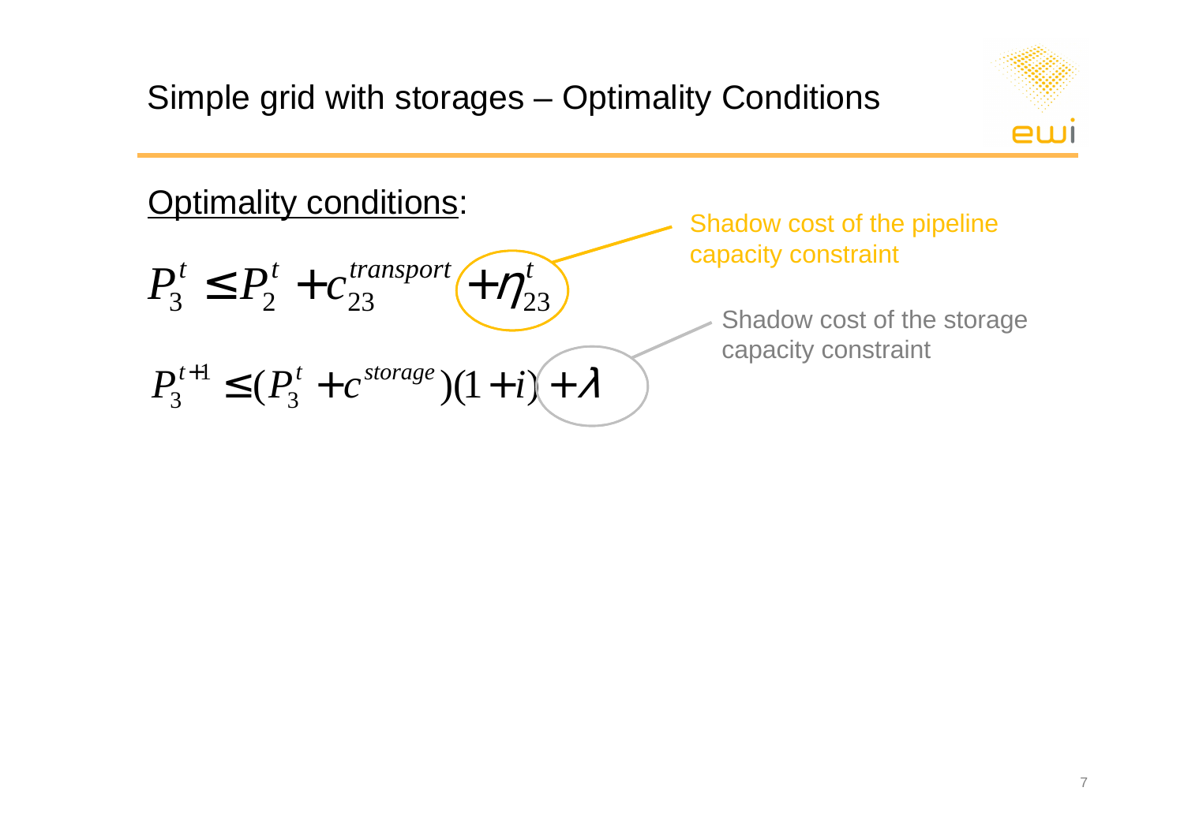# Simple grid with storages – Optimality Conditions

Optimality conditions:

$$P_3^t \leq P_2^t + c_{23}^{transport} + \eta_{23}^t$$

$$P_3^{t+1} \leq (P_3^t + c^{storage})(1+i) + \lambda$$

Shadow cost of the pipeline capacity constraint

Shadow cost of the storage capacity constraint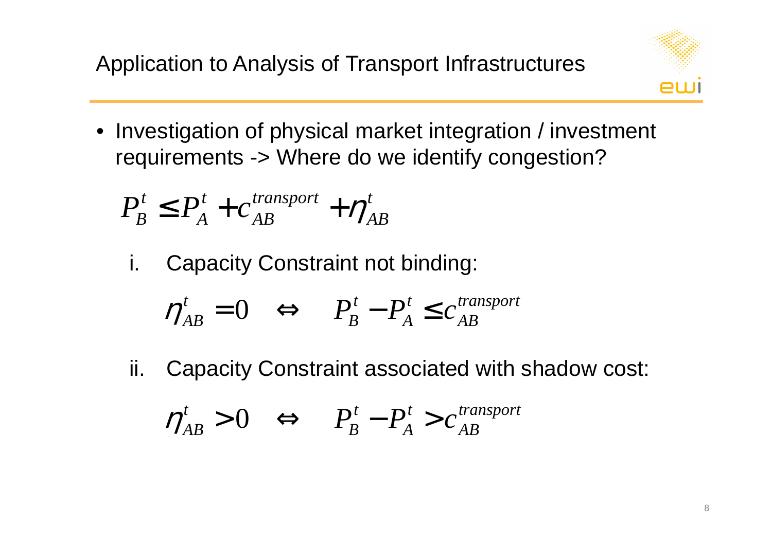# Application to Analysis of Transport Infrastructures

- Investigation of physical market integration / investment requirements -> Where do we identify congestion?

$$P_B^t \leq P_A^t + c_{AB}^{transport} + \eta_{AB}^t$$

i. Capacity Constraint not binding:

$$\eta_{AB}^t = 0 \quad \Leftrightarrow \quad P_B^t - P_A^t \leq c_{AB}^{transport}$$

ii. Capacity Constraint associated with shadow cost:

$$\eta_{AB}^t > 0 \quad \Leftrightarrow \quad P_B^t - P_A^t > c_{AB}^{transport}$$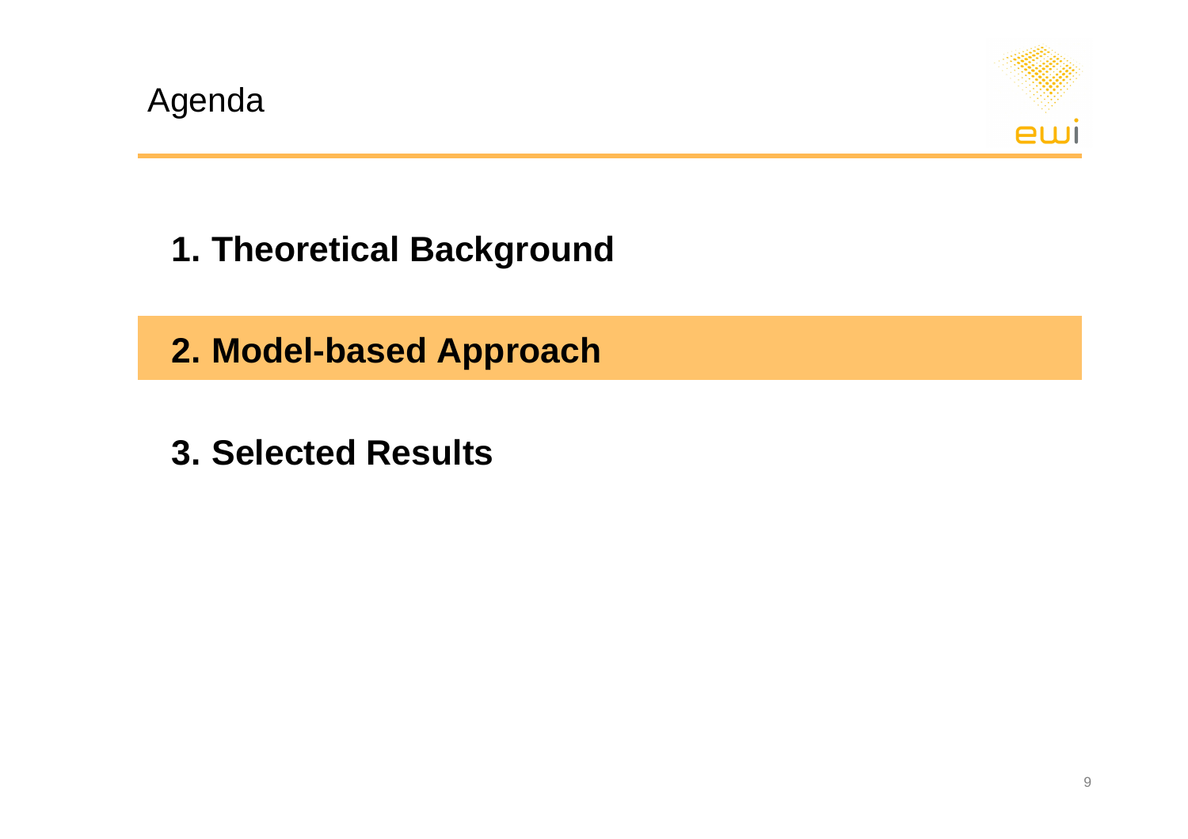# Agenda

**1. Theoretical Background**

**2. Model-based Approach**

**3. Selected Results**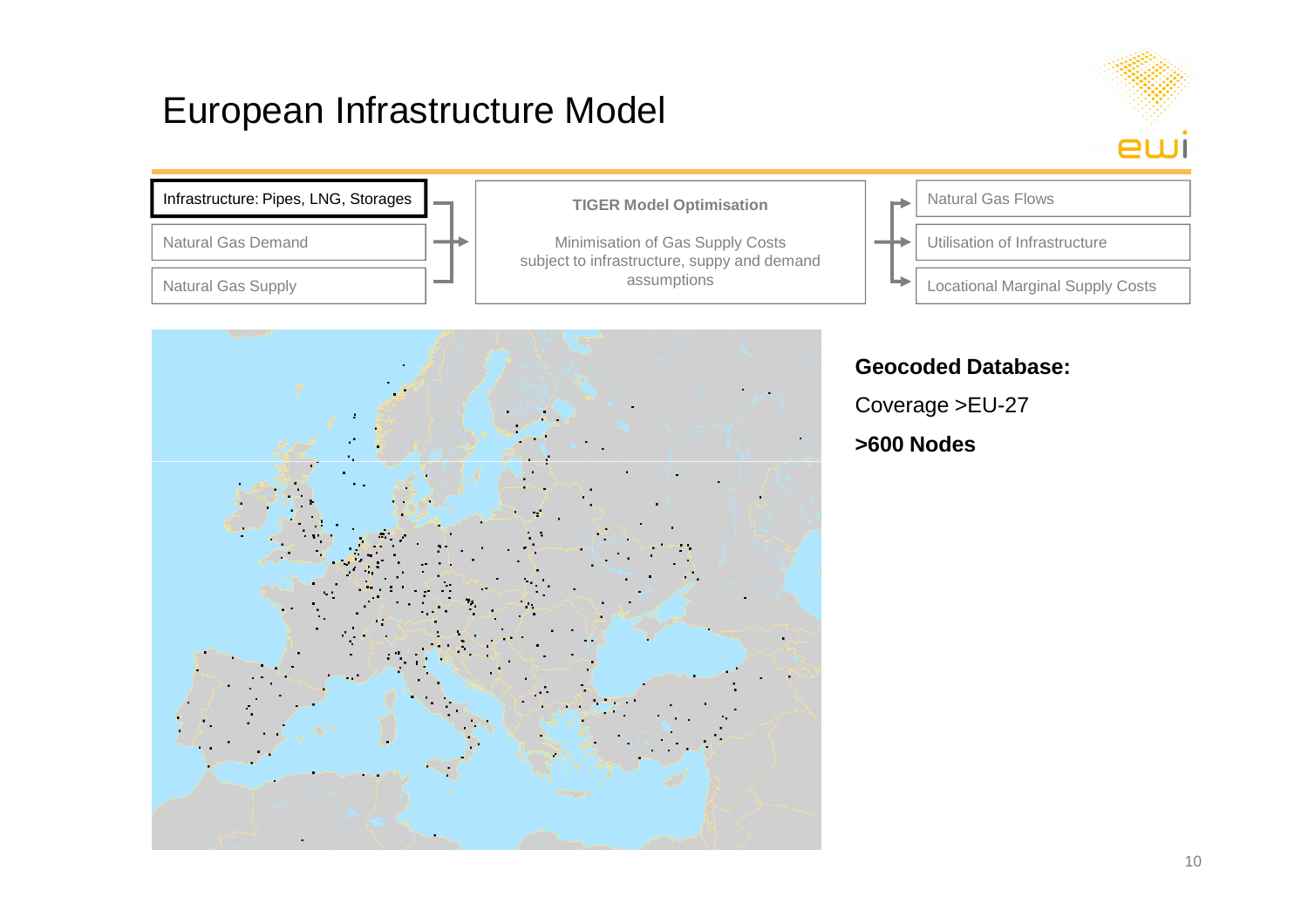# European Infrastructure Model

Infrastructure: Pipes, LNG, Storages

Natural Gas Demand

Natural Gas Supply

**TIGER Model Optimisation**

Minimisation of Gas Supply Costs subject to infrastructure, suppy and demand assumptions

Natural Gas Flows

Utilisation of Infrastructure

Locational Marginal Supply Costs

**Geocoded Database:**

Coverage >EU-27

**>600 Nodes**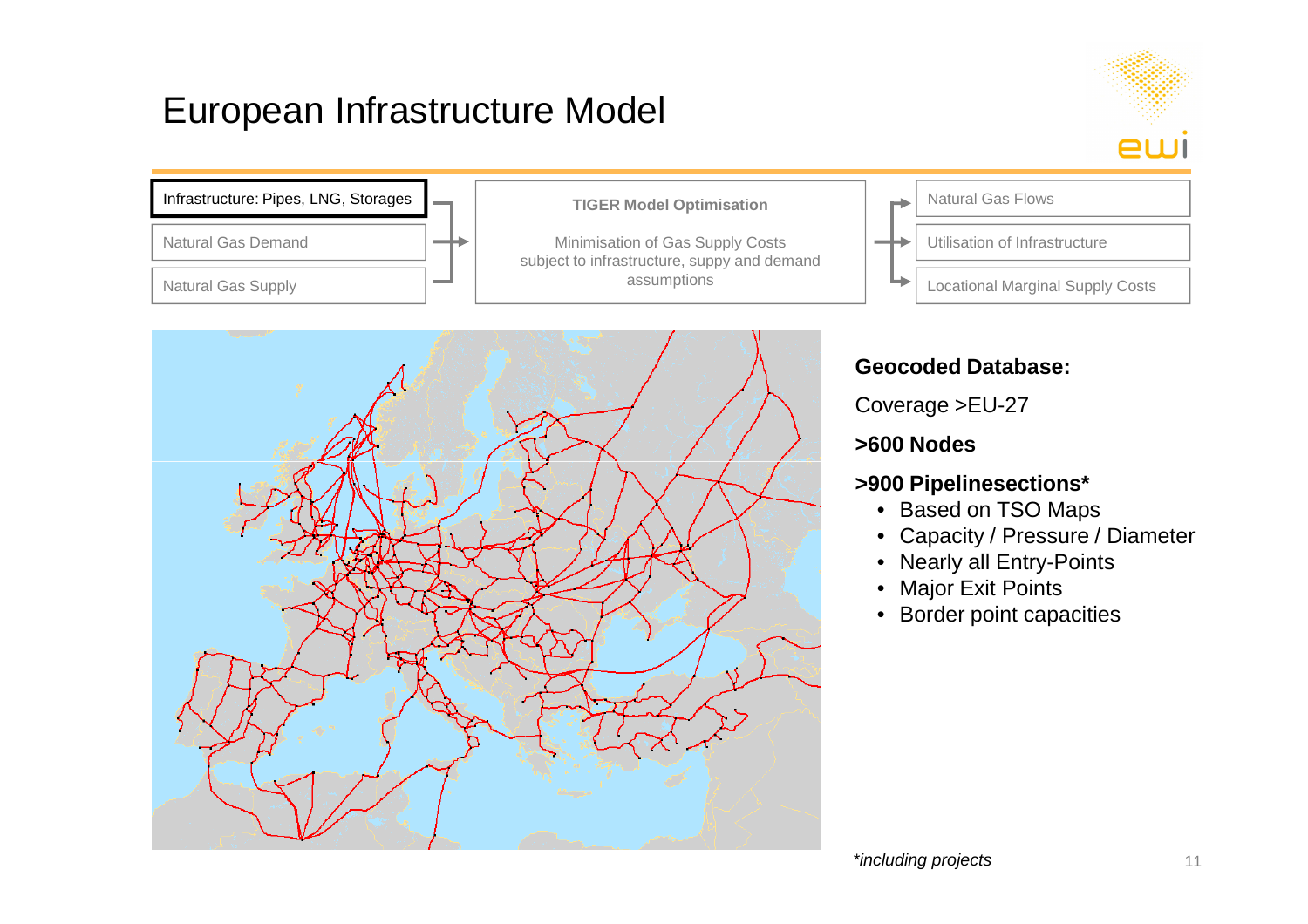# European Infrastructure Model

Infrastructure: Pipes, LNG, Storages

Natural Gas Demand

Natural Gas Supply

**TIGER Model Optimisation**

Minimisation of Gas Supply Costs subject to infrastructure, suppy and demand assumptions

Natural Gas Flows

Utilisation of Infrastructure

Locational Marginal Supply Costs

**Geocoded Database:**

Coverage >EU-27

**>600 Nodes**

**>900 Pipelinesections***

- Based on TSO Maps
- Capacity / Pressure / Diameter
- Nearly all Entry-Points
- Major Exit Points
- Border point capacities

*\*including projects*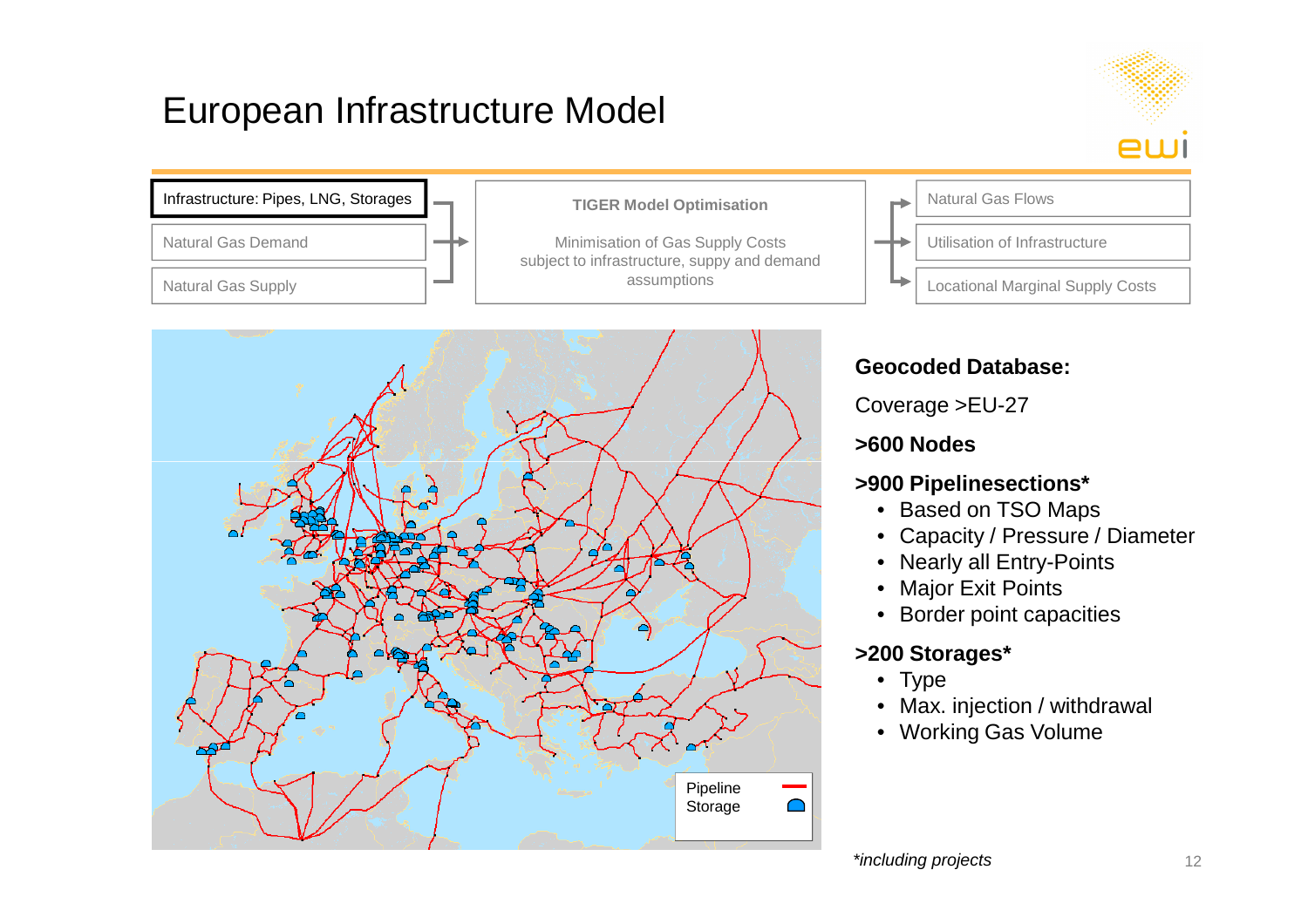# European Infrastructure Model

Infrastructure: Pipes, LNG, Storages

Natural Gas Demand

Natural Gas Supply

**TIGER Model Optimisation**

Minimisation of Gas Supply Costs subject to infrastructure, suppy and demand assumptions

Natural Gas Flows

Utilisation of Infrastructure

Locational Marginal Supply Costs

Pipeline

Storage

**Geocoded Database:**

Coverage >EU-27

**>600 Nodes**

**>900 Pipelinesections***

- Based on TSO Maps
- Capacity / Pressure / Diameter
- Nearly all Entry-Points
- Major Exit Points
- Border point capacities

**>200 Storages***

- Type
- Max. injection / withdrawal
- Working Gas Volume

*\*including projects*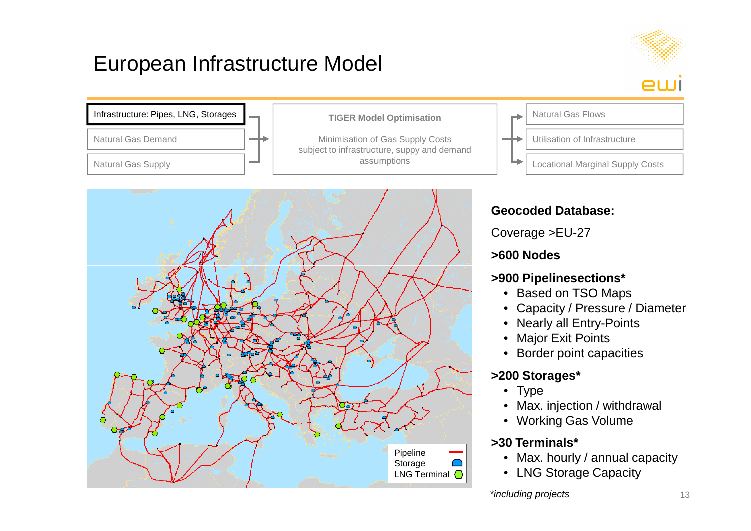# European Infrastructure Model

Infrastructure: Pipes, LNG, Storages

Natural Gas Demand

Natural Gas Supply

**TIGER Model Optimisation**

Minimisation of Gas Supply Costs subject to infrastructure, suppy and demand assumptions

Natural Gas Flows

Utilisation of Infrastructure

Locational Marginal Supply Costs

Pipeline
Storage
LNG Terminal

**Geocoded Database:**

Coverage >EU-27

**>600 Nodes**

**>900 Pipelinesections***

- Based on TSO Maps
- Capacity / Pressure / Diameter
- Nearly all Entry-Points
- Major Exit Points
- Border point capacities

**>200 Storages***

- Type
- Max. injection / withdrawal
- Working Gas Volume

**>30 Terminals***

- Max. hourly / annual capacity
- LNG Storage Capacity

*including projects*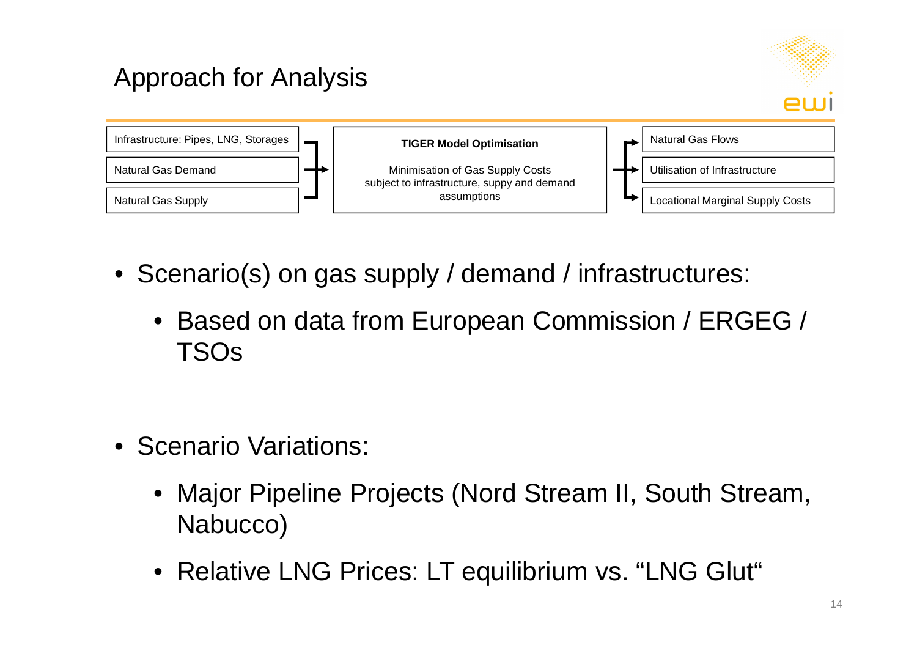# Approach for Analysis

Infrastructure: Pipes, LNG, Storages

Natural Gas Demand

Natural Gas Supply

**TIGER Model Optimisation**

Minimisation of Gas Supply Costs subject to infrastructure, suppy and demand assumptions

Natural Gas Flows

Utilisation of Infrastructure

Locational Marginal Supply Costs

- Scenario(s) on gas supply / demand / infrastructures:
  - Based on data from European Commission / ERGEG / TSOs
- Scenario Variations:
  - Major Pipeline Projects (Nord Stream II, South Stream, Nabucco)
  - Relative LNG Prices: LT equilibrium vs. “LNG Glut“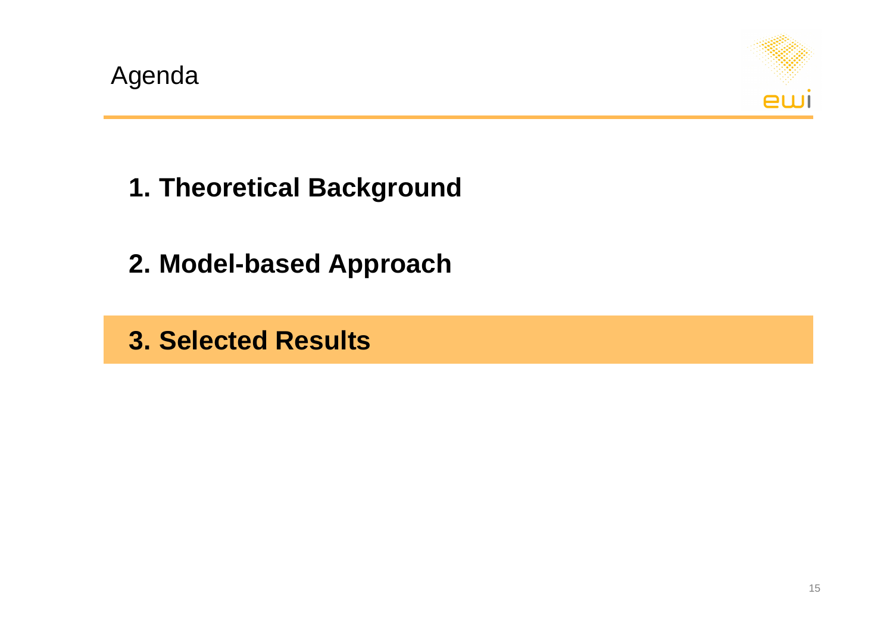# Agenda

**1. Theoretical Background**

**2. Model-based Approach**

**3. Selected Results**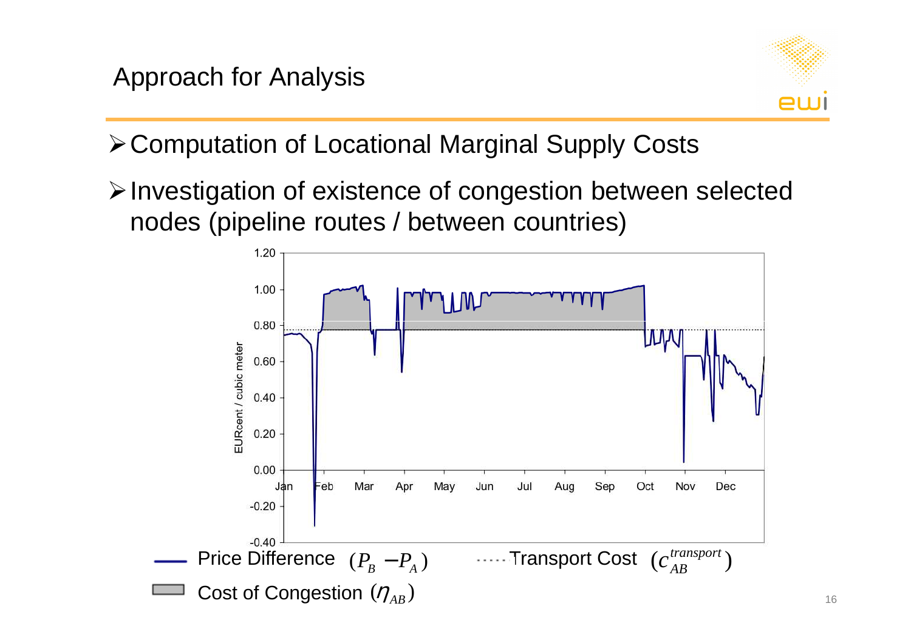# Approach for Analysis

- Computation of Locational Marginal Supply Costs
- Investigation of existence of congestion between selected nodes (pipeline routes / between countries)

1.20
1.00
0.80
0.60
0.40
0.20
0.00
-0.20
-0.40

EURcent / cubic meter

Jan Feb Mar Apr May Jun Jul Aug Sep Oct Nov Dec

Price Difference $(P_B - P_A)$

Transport Cost $(c_{AB}^{transport})$

Cost of Congestion $(\eta_{AB})$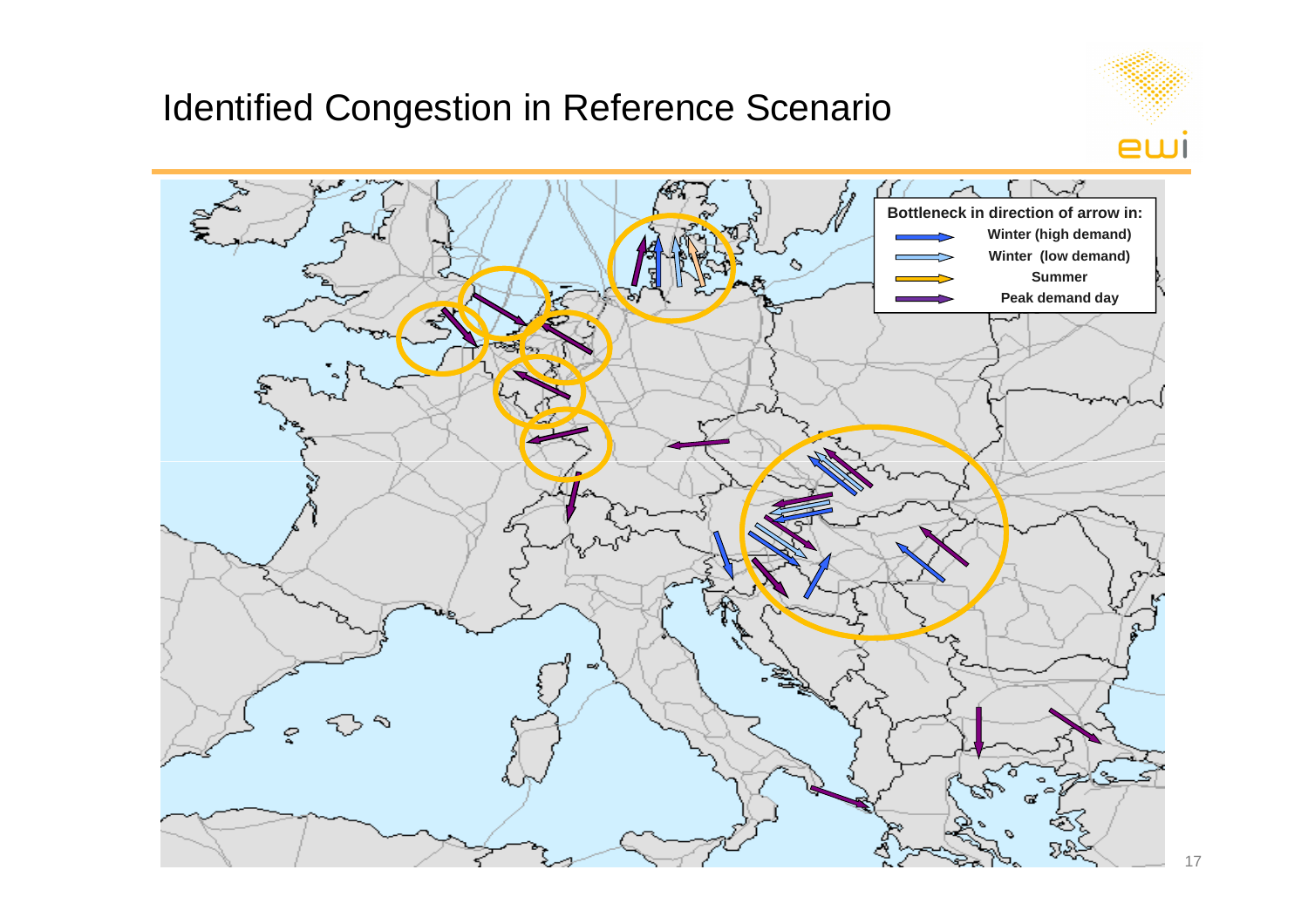# Identified Congestion in Reference Scenario

Bottleneck in direction of arrow in:

Winter (high demand)

Winter (low demand)

Summer

Peak demand day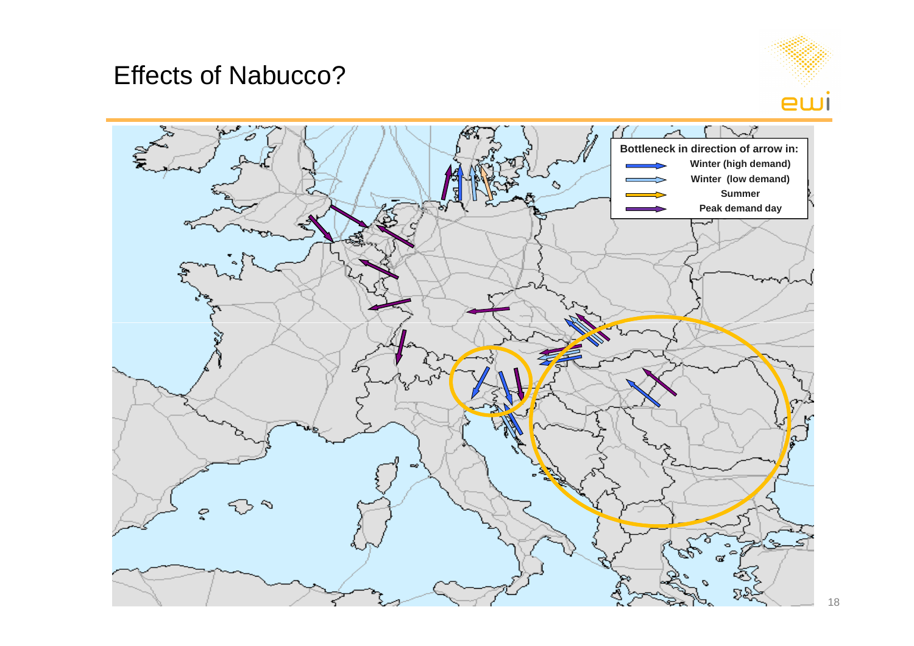# Effects of Nabucco?

Bottleneck in direction of arrow in:

Winter (high demand)

Winter (low demand)

Summer

Peak demand day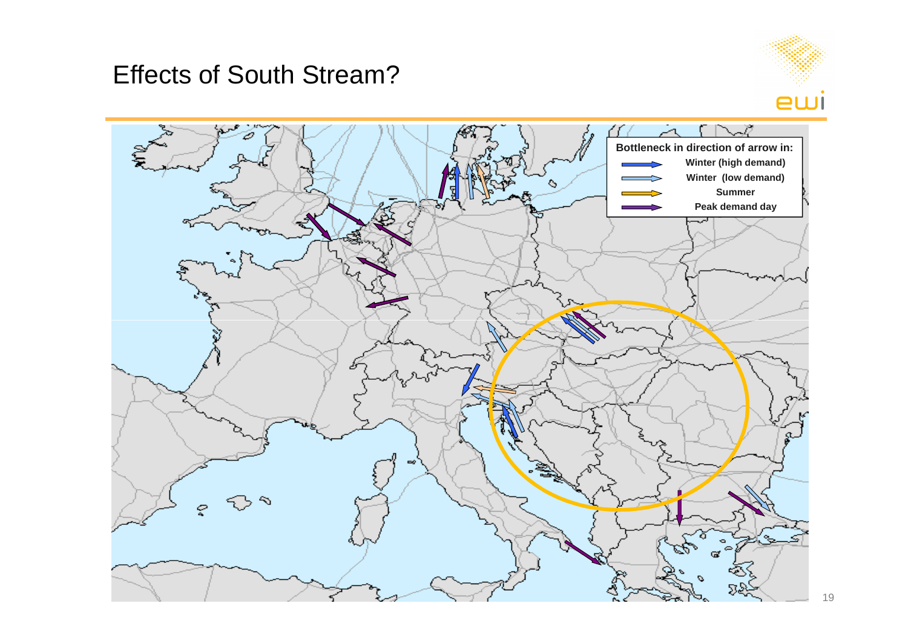# Effects of South Stream?

Bottleneck in direction of arrow in:

Winter (high demand)

Winter (low demand)

Summer

Peak demand day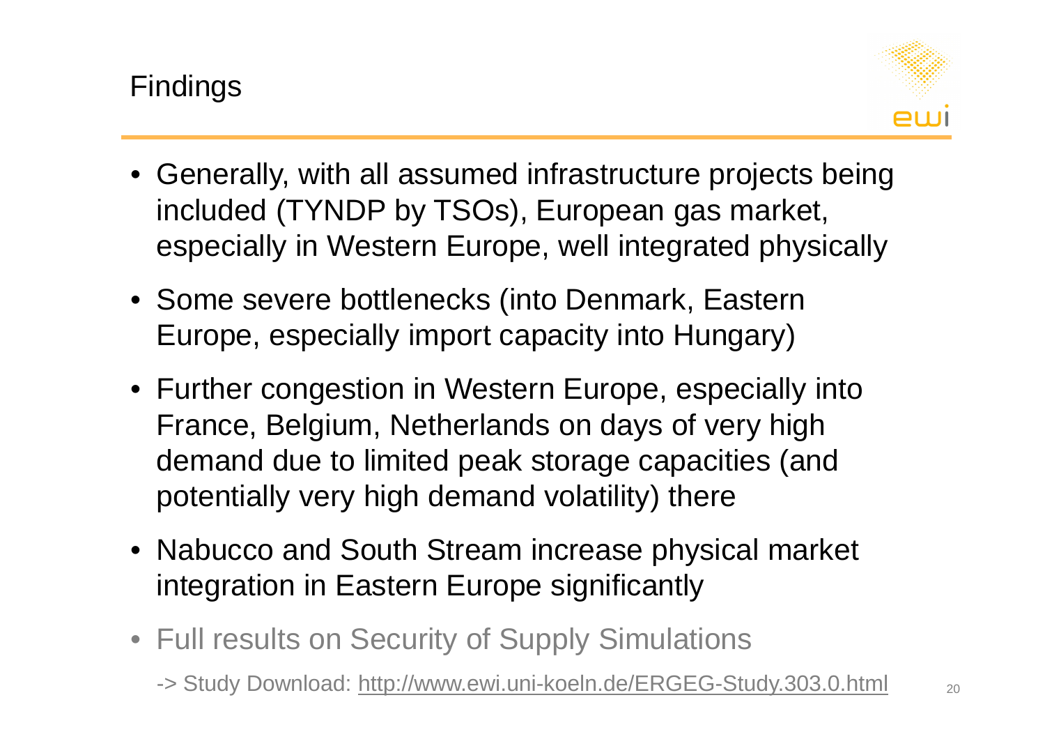# Findings

- Generally, with all assumed infrastructure projects being included (TYNDP by TSOs), European gas market, especially in Western Europe, well integrated physically
- Some severe bottlenecks (into Denmark, Eastern Europe, especially import capacity into Hungary)
- Further congestion in Western Europe, especially into France, Belgium, Netherlands on days of very high demand due to limited peak storage capacities (and potentially very high demand volatility) there
- Nabucco and South Stream increase physical market integration in Eastern Europe significantly
- Full results on Security of Supply Simulations

  -> Study Download: http://www.ewi.uni-koeln.de/ERGEG-Study.303.0.html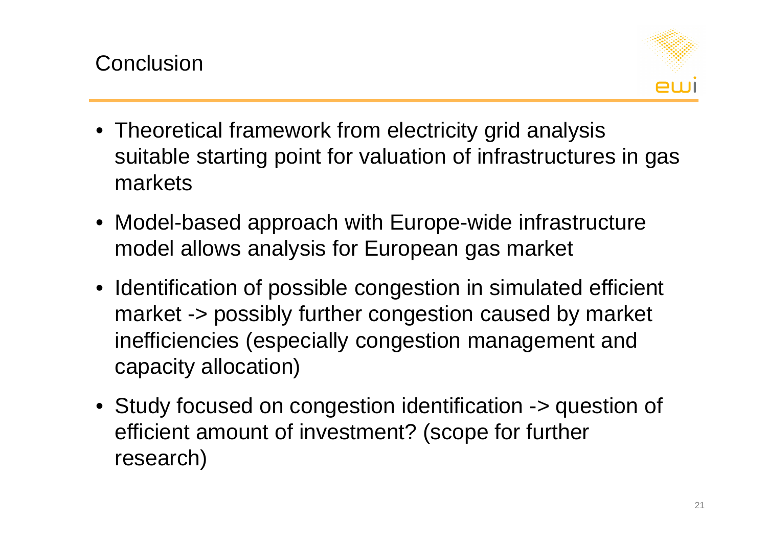# Conclusion

- Theoretical framework from electricity grid analysis suitable starting point for valuation of infrastructures in gas markets
- Model-based approach with Europe-wide infrastructure model allows analysis for European gas market
- Identification of possible congestion in simulated efficient market -> possibly further congestion caused by market inefficiencies (especially congestion management and capacity allocation)
- Study focused on congestion identification -> question of efficient amount of investment? (scope for further research)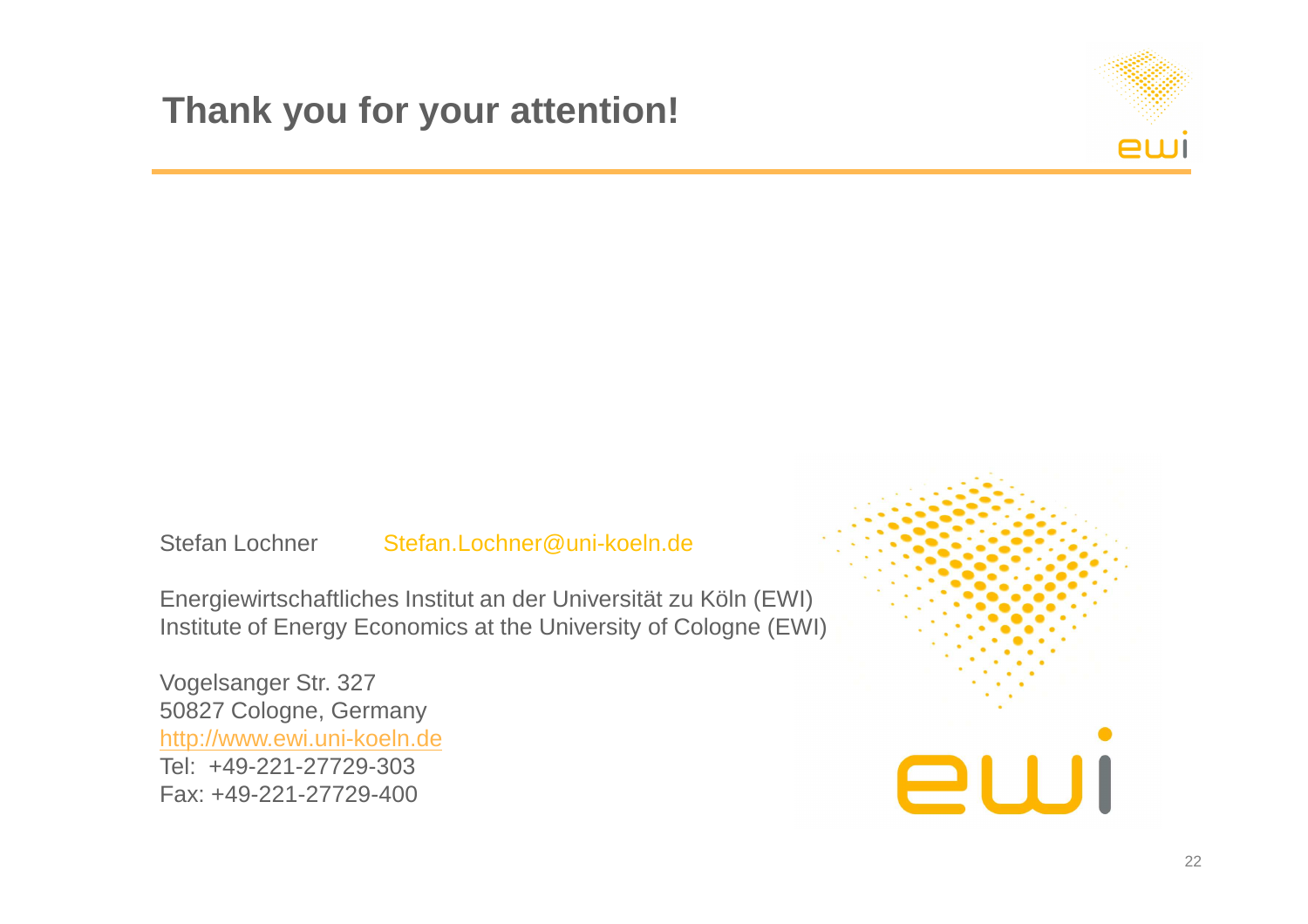# Thank you for your attention!

Stefan Lochner Stefan.Lochner@uni-koeln.de

Energiewirtschaftliches Institut an der Universität zu Köln (EWI)
Institute of Energy Economics at the University of Cologne (EWI)

Vogelsanger Str. 327
50827 Cologne, Germany
http://www.ewi.uni-koeln.de
Tel: +49-221-27729-303
Fax: +49-221-27729-400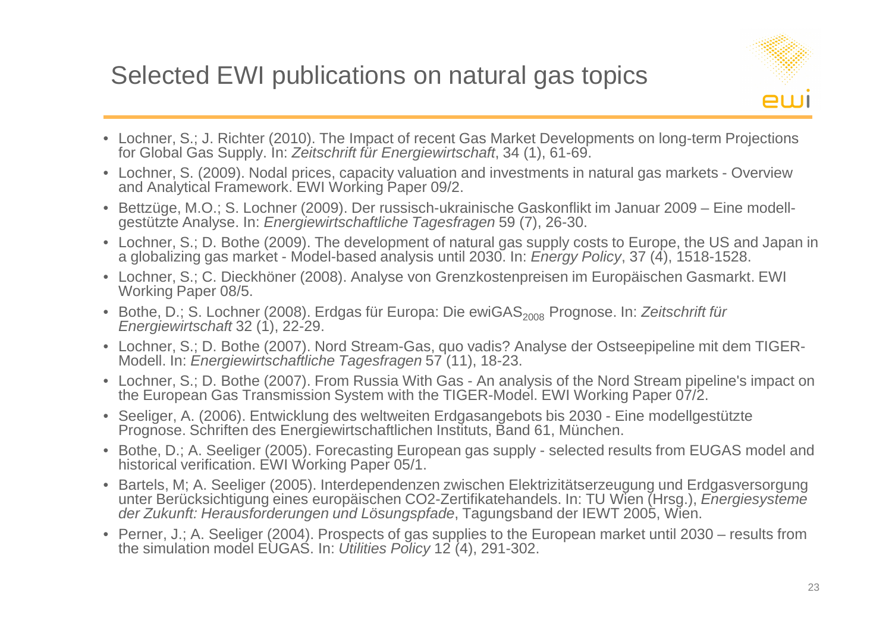# Selected EWI publications on natural gas topics

- Lochner, S.; J. Richter (2010). The Impact of recent Gas Market Developments on long-term Projections for Global Gas Supply. In: *Zeitschrift für Energiewirtschaft*, 34 (1), 61-69.
- Lochner, S. (2009). Nodal prices, capacity valuation and investments in natural gas markets - Overview and Analytical Framework. EWI Working Paper 09/2.
- Bettzüge, M.O.; S. Lochner (2009). Der russisch-ukrainische Gaskonflikt im Januar 2009 – Eine modell-gestützte Analyse. In: *Energiewirtschaftliche Tagesfragen* 59 (7), 26-30.
- Lochner, S.; D. Bothe (2009). The development of natural gas supply costs to Europe, the US and Japan in a globalizing gas market - Model-based analysis until 2030. In: *Energy Policy*, 37 (4), 1518-1528.
- Lochner, S.; C. Dieckhöner (2008). Analyse von Grenzkostenpreisen im Europäischen Gasmarkt. EWI Working Paper 08/5.
- Bothe, D.; S. Lochner (2008). Erdgas für Europa: Die ewiGAS$_{2008}$ Prognose. In: *Zeitschrift für Energiewirtschaft* 32 (1), 22-29.
- Lochner, S.; D. Bothe (2007). Nord Stream-Gas, quo vadis? Analyse der Ostseepipeline mit dem TIGER-Modell. In: *Energiewirtschaftliche Tagesfragen* 57 (11), 18-23.
- Lochner, S.; D. Bothe (2007). From Russia With Gas - An analysis of the Nord Stream pipeline's impact on the European Gas Transmission System with the TIGER-Model. EWI Working Paper 07/2.
- Seeliger, A. (2006). Entwicklung des weltweiten Erdgasangebots bis 2030 - Eine modellgestützte Prognose. Schriften des Energiewirtschaftlichen Instituts, Band 61, München.
- Bothe, D.; A. Seeliger (2005). Forecasting European gas supply - selected results from EUGAS model and historical verification. EWI Working Paper 05/1.
- Bartels, M; A. Seeliger (2005). Interdependenzen zwischen Elektrizitätserzeugung und Erdgasversorgung unter Berücksichtigung eines europäischen CO2-Zertifikatehandels. In: TU Wien (Hrsg.), *Energiesysteme der Zukunft: Herausforderungen und Lösungspfade*, Tagungsband der IEWT 2005, Wien.
- Perner, J.; A. Seeliger (2004). Prospects of gas supplies to the European market until 2030 – results from the simulation model EUGAS. In: *Utilities Policy* 12 (4), 291-302.